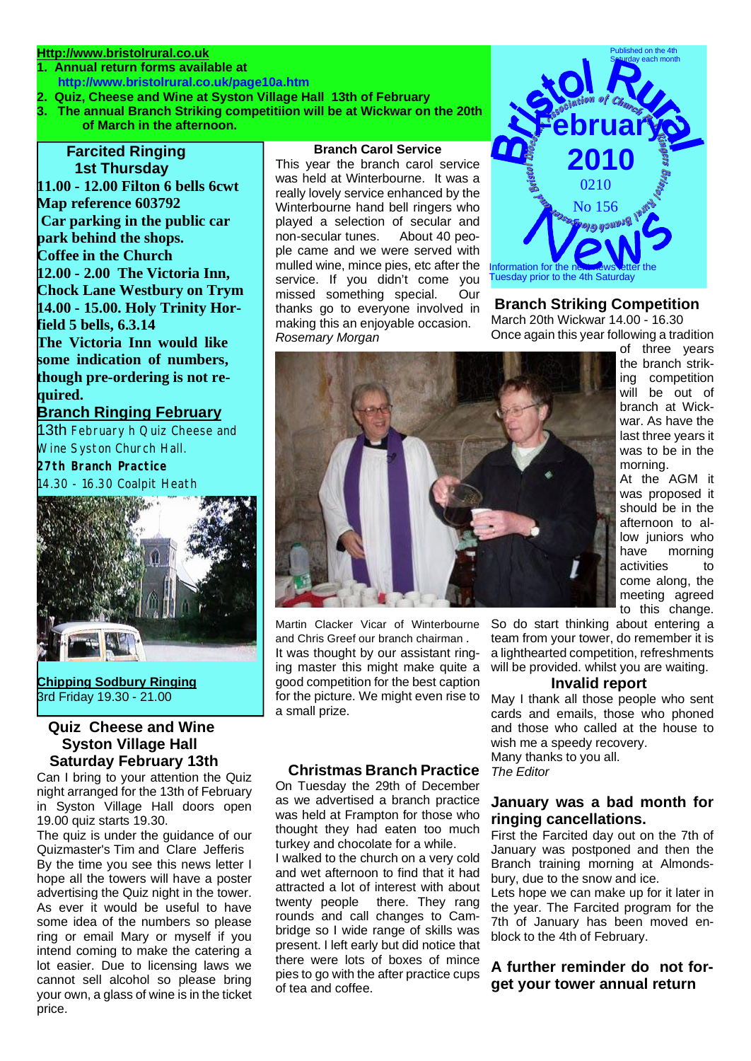**Http://www.bristolrural.co.uk**

1. **Annual return forms available at http://www.bristolrural.co.uk/page10a.htm**
2. **Quiz, Cheese and Wine at Syston Village Hall 13th of February**
3. **The annual Branch Striking competitiion will be at Wickwar on the 20th of March in the afternoon.**

# Bristol Rural News

Bristol Diocesan Association of Church Bell Ringers Bristol Rural Branch Glocester

Published on the 4th Saturday each month

**February 2010**

0210

No 156

Information for the next newsletter the Tuesday prior to the 4th Saturday

## Farcited Ringing 1st Thursday

**11.00 - 12.00 Filton 6 bells 6cwt**
**Map reference 603792**
**Car parking in the public car park behind the shops.**
**Coffee in the Church**
**12.00 - 2.00 The Victoria Inn, Chock Lane Westbury on Trym**
**14.00 - 15.00. Holy Trinity Horfield 5 bells, 6.3.14**
**The Victoria Inn would like some indication of numbers, though pre-ordering is not required.**

## Branch Ringing February

13th February h Quiz Cheese and Wine Syston Church Hall.

**27th Branch Practice**

14.30 - 16.30 Coalpit Heath

**Chipping Sodbury Ringing**

3rd Friday 19.30 - 21.00

## Quiz Cheese and Wine Syston Village Hall Saturday February 13th

Can I bring to your attention the Quiz night arranged for the 13th of February in Syston Village Hall doors open 19.00 quiz starts 19.30.

The quiz is under the guidance of our Quizmaster's Tim and Clare Jefferis

By the time you see this news letter I hope all the towers will have a poster advertising the Quiz night in the tower. As ever it would be useful to have some idea of the numbers so please ring or email Mary or myself if you intend coming to make the catering a lot easier. Due to licensing laws we cannot sell alcohol so please bring your own, a glass of wine is in the ticket price.

## Branch Carol Service

This year the branch carol service was held at Winterbourne. It was a really lovely service enhanced by the Winterbourne hand bell ringers who played a selection of secular and non-secular tunes. About 40 people came and we were served with mulled wine, mince pies, etc after the service. If you didn't come you missed something special. Our thanks go to everyone involved in making this an enjoyable occasion.

*Rosemary Morgan*

Martin Clacker Vicar of Winterbourne and Chris Greef our branch chairman .

It was thought by our assistant ringing master this might make quite a good competition for the best caption for the picture. We might even rise to a small prize.

## Christmas Branch Practice

On Tuesday the 29th of December as we advertised a branch practice was held at Frampton for those who thought they had eaten too much turkey and chocolate for a while.

I walked to the church on a very cold and wet afternoon to find that it had attracted a lot of interest with about twenty people there. They rang rounds and call changes to Cambridge so I wide range of skills was present. I left early but did notice that there were lots of boxes of mince pies to go with the after practice cups of tea and coffee.

## Branch Striking Competition

March 20th Wickwar 14.00 - 16.30

Once again this year following a tradition of three years the branch striking competition will be out of branch at Wickwar. As have the last three years it was to be in the morning.

At the AGM it was proposed it should be in the afternoon to allow juniors who have morning activities to come along, the meeting agreed to this change.

So do start thinking about entering a team from your tower, do remember it is a lighthearted competition, refreshments will be provided. whilst you are waiting.

## Invalid report

May I thank all those people who sent cards and emails, those who phoned and those who called at the house to wish me a speedy recovery.

Many thanks to you all.

*The Editor*

## January was a bad month for ringing cancellations.

First the Farcited day out on the 7th of January was postponed and then the Branch training morning at Almondsbury, due to the snow and ice.

Lets hope we can make up for it later in the year. The Farcited program for the 7th of January has been moved enblock to the 4th of February.

## A further reminder do not forget your tower annual return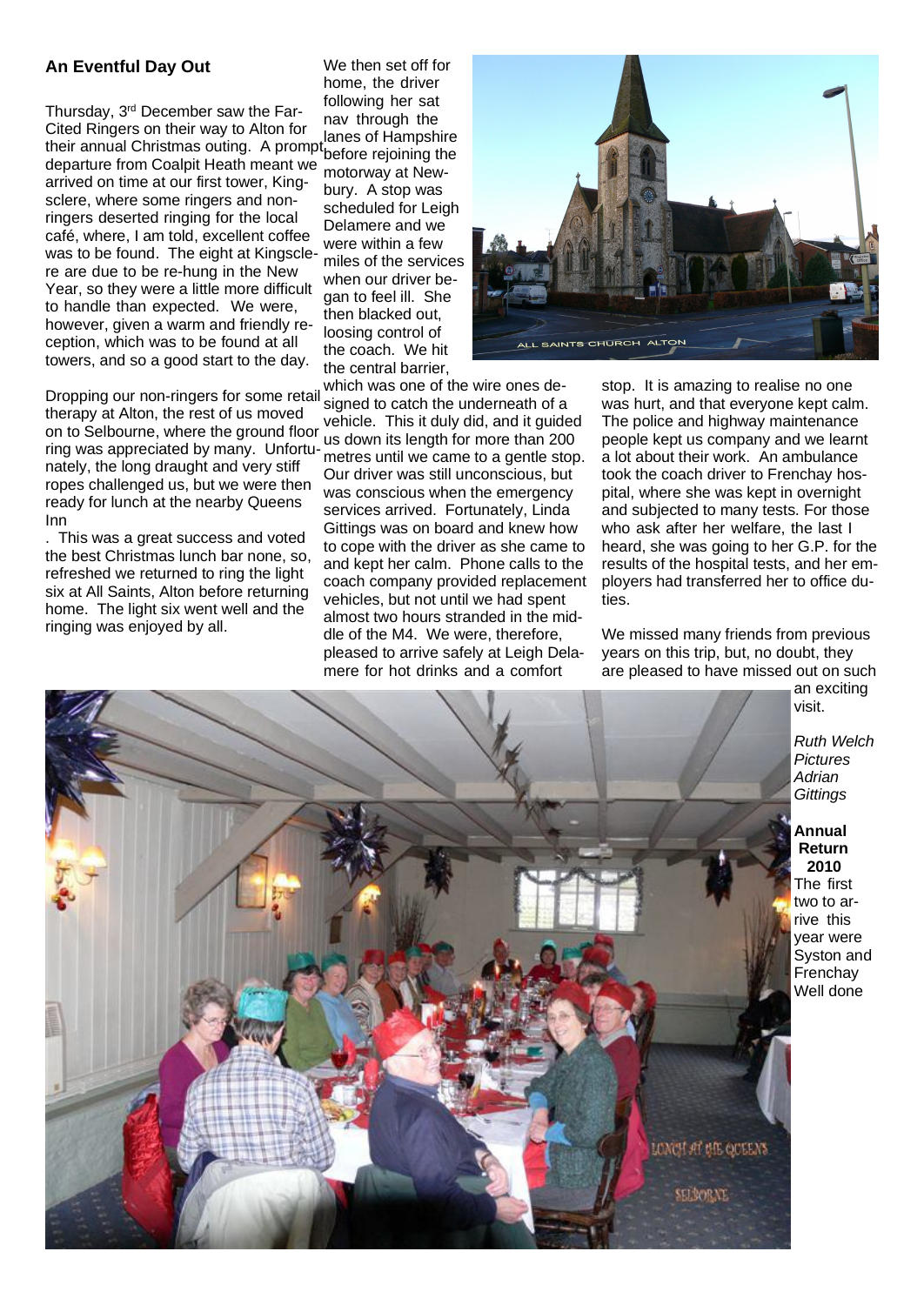## An Eventful Day Out

Thursday, 3rd December saw the Far-Cited Ringers on their way to Alton for their annual Christmas outing. A prompt departure from Coalpit Heath meant we arrived on time at our first tower, Kingsclere, where some ringers and non-ringers deserted ringing for the local café, where, I am told, excellent coffee was to be found. The eight at Kingsclere are due to be re-hung in the New Year, so they were a little more difficult to handle than expected. We were, however, given a warm and friendly reception, which was to be found at all towers, and so a good start to the day.

Dropping our non-ringers for some retail therapy at Alton, the rest of us moved on to Selbourne, where the ground floor ring was appreciated by many. Unfortunately, the long draught and very stiff ropes challenged us, but we were then ready for lunch at the nearby Queens Inn

. This was a great success and voted the best Christmas lunch bar none, so, refreshed we returned to ring the light six at All Saints, Alton before returning home. The light six went well and the ringing was enjoyed by all.

We then set off for home, the driver following her sat nav through the lanes of Hampshire before rejoining the motorway at Newbury. A stop was scheduled for Leigh Delamere and we were within a few miles of the services when our driver began to feel ill. She then blacked out, loosing control of the coach. We hit the central barrier, which was one of the wire ones designed to catch the underneath of a vehicle. This it duly did, and it guided us down its length for more than 200 metres until we came to a gentle stop. Our driver was still unconscious, but was conscious when the emergency services arrived. Fortunately, Linda Gittings was on board and knew how to cope with the driver as she came to and kept her calm. Phone calls to the coach company provided replacement vehicles, but not until we had spent almost two hours stranded in the middle of the M4. We were, therefore, pleased to arrive safely at Leigh Delamere for hot drinks and a comfort stop. It is amazing to realise no one was hurt, and that everyone kept calm. The police and highway maintenance people kept us company and we learnt a lot about their work. An ambulance took the coach driver to Frenchay hospital, where she was kept in overnight and subjected to many tests. For those who ask after her welfare, the last I heard, she was going to her G.P. for the results of the hospital tests, and her employers had transferred her to office duties.

We missed many friends from previous years on this trip, but, no doubt, they are pleased to have missed out on such an exciting visit.

*Ruth Welch*
*Pictures Adrian Gittings*

ALL SAINTS CHURCH ALTON

LUNCH AT THE QUEENS SELBORNE

**Annual Return 2010**

The first two to arrive this year were Syston and Frenchay Well done